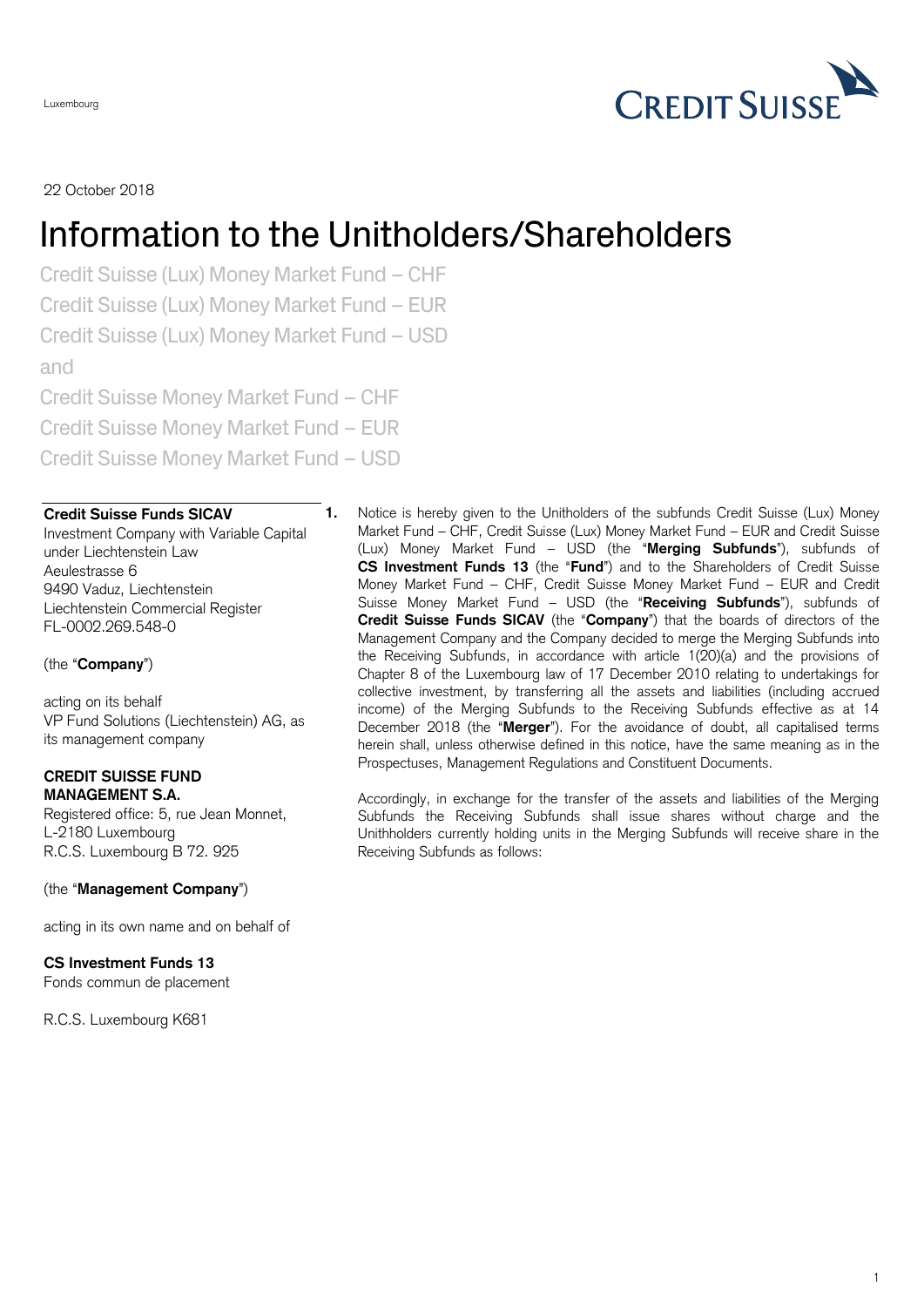Luxembourg

22 October 2018

# Information to the Unitholders/Shareholders

## Credit Suisse (Lux) Money Market Fund – CHF
## Credit Suisse (Lux) Money Market Fund – EUR
## Credit Suisse (Lux) Money Market Fund – USD
## and
## Credit Suisse Money Market Fund – CHF
## Credit Suisse Money Market Fund – EUR
## Credit Suisse Money Market Fund – USD

**Credit Suisse Funds SICAV**
Investment Company with Variable Capital under Liechtenstein Law
Aeulestrasse 6
9490 Vaduz, Liechtenstein
Liechtenstein Commercial Register
FL-0002.269.548-0

(the "**Company**")

acting on its behalf
VP Fund Solutions (Liechtenstein) AG, as its management company

**CREDIT SUISSE FUND MANAGEMENT S.A.**
Registered office: 5, rue Jean Monnet,
L-2180 Luxembourg
R.C.S. Luxembourg B 72. 925

(the "**Management Company**")

acting in its own name and on behalf of

**CS Investment Funds 13**
Fonds commun de placement

R.C.S. Luxembourg K681

**1.** Notice is hereby given to the Unitholders of the subfunds Credit Suisse (Lux) Money Market Fund – CHF, Credit Suisse (Lux) Money Market Fund – EUR and Credit Suisse (Lux) Money Market Fund – USD (the "**Merging Subfunds**"), subfunds of **CS Investment Funds 13** (the "**Fund**") and to the Shareholders of Credit Suisse Money Market Fund – CHF, Credit Suisse Money Market Fund – EUR and Credit Suisse Money Market Fund – USD (the "**Receiving Subfunds**"), subfunds of **Credit Suisse Funds SICAV** (the "**Company**") that the boards of directors of the Management Company and the Company decided to merge the Merging Subfunds into the Receiving Subfunds, in accordance with article 1(20)(a) and the provisions of Chapter 8 of the Luxembourg law of 17 December 2010 relating to undertakings for collective investment, by transferring all the assets and liabilities (including accrued income) of the Merging Subfunds to the Receiving Subfunds effective as at 14 December 2018 (the "**Merger**"). For the avoidance of doubt, all capitalised terms herein shall, unless otherwise defined in this notice, have the same meaning as in the Prospectuses, Management Regulations and Constituent Documents.

Accordingly, in exchange for the transfer of the assets and liabilities of the Merging Subfunds the Receiving Subfunds shall issue shares without charge and the Unithholders currently holding units in the Merging Subfunds will receive share in the Receiving Subfunds as follows: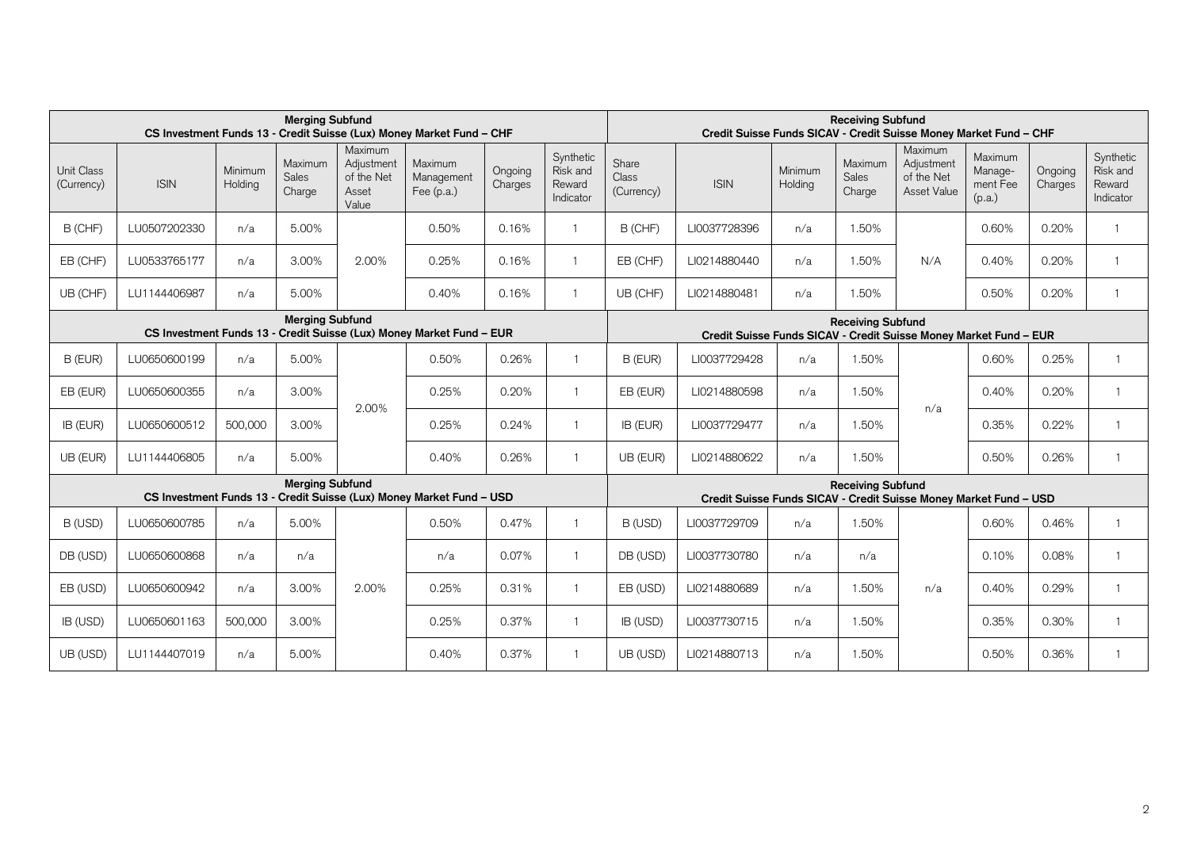| Merging Subfund CS Investment Funds 13 - Credit Suisse (Lux) Money Market Fund – CHF | | | | | | | | Receiving Subfund Credit Suisse Funds SICAV - Credit Suisse Money Market Fund – CHF | | | | | | | |
|---|---|---|---|---|---|---|---|---|---|---|---|---|---|---|---|
| Unit Class (Currency) | ISIN | Minimum Holding | Maximum Sales Charge | Maximum Adjustment of the Net Asset Value | Maximum Management Fee (p.a.) | Ongoing Charges | Synthetic Risk and Reward Indicator | Share Class (Currency) | ISIN | Minimum Holding | Maximum Sales Charge | Maximum Adjustment of the Net Asset Value | Maximum Manage-ment Fee (p.a.) | Ongoing Charges | Synthetic Risk and Reward Indicator |
| B (CHF) | LU0507202330 | n/a | 5.00% | 2.00% | 0.50% | 0.16% | 1 | B (CHF) | LI0037728396 | n/a | 1.50% | N/A | 0.60% | 0.20% | 1 |
| EB (CHF) | LU0533765177 | n/a | 3.00% | | 0.25% | 0.16% | 1 | EB (CHF) | LI0214880440 | n/a | 1.50% | | 0.40% | 0.20% | 1 |
| UB (CHF) | LU1144406987 | n/a | 5.00% | | 0.40% | 0.16% | 1 | UB (CHF) | LI0214880481 | n/a | 1.50% | | 0.50% | 0.20% | 1 |
| **Merging Subfund CS Investment Funds 13 - Credit Suisse (Lux) Money Market Fund – EUR** | | | | | | | | **Receiving Subfund Credit Suisse Funds SICAV - Credit Suisse Money Market Fund – EUR** | | | | | | | |
| B (EUR) | LU0650600199 | n/a | 5.00% | 2.00% | 0.50% | 0.26% | 1 | B (EUR) | LI0037729428 | n/a | 1.50% | n/a | 0.60% | 0.25% | 1 |
| EB (EUR) | LU0650600355 | n/a | 3.00% | | 0.25% | 0.20% | 1 | EB (EUR) | LI0214880598 | n/a | 1.50% | | 0.40% | 0.20% | 1 |
| IB (EUR) | LU0650600512 | 500,000 | 3.00% | | 0.25% | 0.24% | 1 | IB (EUR) | LI0037729477 | n/a | 1.50% | | 0.35% | 0.22% | 1 |
| UB (EUR) | LU1144406805 | n/a | 5.00% | | 0.40% | 0.26% | 1 | UB (EUR) | LI0214880622 | n/a | 1.50% | | 0.50% | 0.26% | 1 |
| **Merging Subfund CS Investment Funds 13 - Credit Suisse (Lux) Money Market Fund – USD** | | | | | | | | **Receiving Subfund Credit Suisse Funds SICAV - Credit Suisse Money Market Fund – USD** | | | | | | | |
| B (USD) | LU0650600785 | n/a | 5.00% | 2.00% | 0.50% | 0.47% | 1 | B (USD) | LI0037729709 | n/a | 1.50% | n/a | 0.60% | 0.46% | 1 |
| DB (USD) | LU0650600868 | n/a | n/a | | n/a | 0.07% | 1 | DB (USD) | LI0037730780 | n/a | n/a | | 0.10% | 0.08% | 1 |
| EB (USD) | LU0650600942 | n/a | 3.00% | | 0.25% | 0.31% | 1 | EB (USD) | LI0214880689 | n/a | 1.50% | | 0.40% | 0.29% | 1 |
| IB (USD) | LU0650601163 | 500,000 | 3.00% | | 0.25% | 0.37% | 1 | IB (USD) | LI0037730715 | n/a | 1.50% | | 0.35% | 0.30% | 1 |
| UB (USD) | LU1144407019 | n/a | 5.00% | | 0.40% | 0.37% | 1 | UB (USD) | LI0214880713 | n/a | 1.50% | | 0.50% | 0.36% | 1 |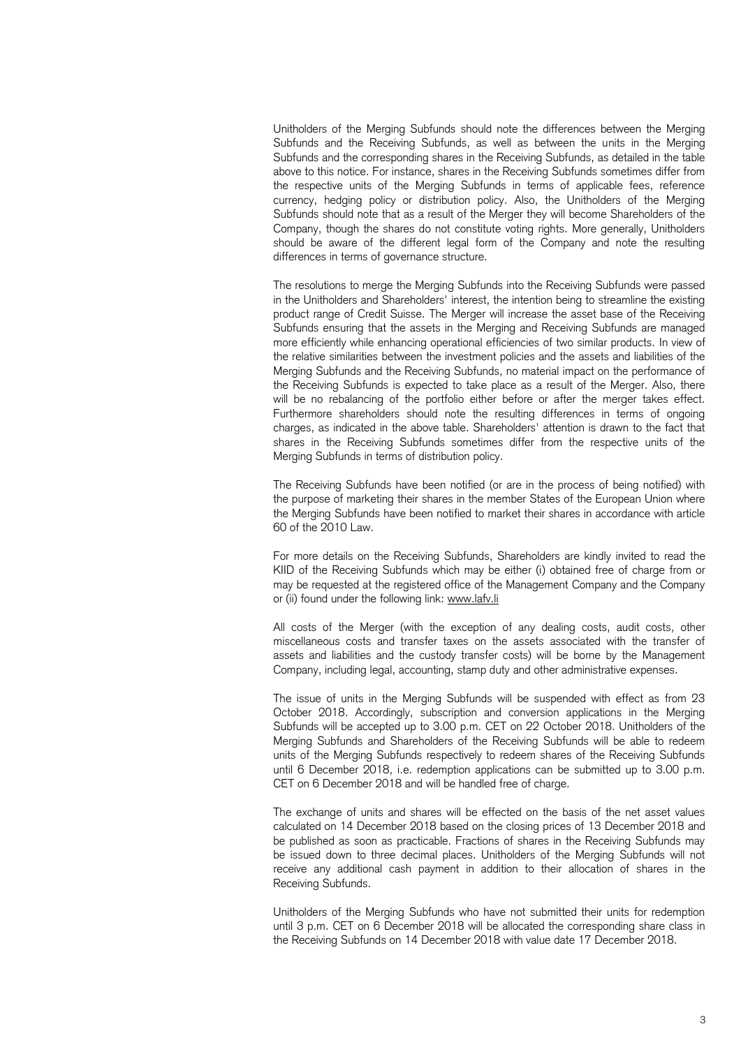Unitholders of the Merging Subfunds should note the differences between the Merging Subfunds and the Receiving Subfunds, as well as between the units in the Merging Subfunds and the corresponding shares in the Receiving Subfunds, as detailed in the table above to this notice. For instance, shares in the Receiving Subfunds sometimes differ from the respective units of the Merging Subfunds in terms of applicable fees, reference currency, hedging policy or distribution policy. Also, the Unitholders of the Merging Subfunds should note that as a result of the Merger they will become Shareholders of the Company, though the shares do not constitute voting rights. More generally, Unitholders should be aware of the different legal form of the Company and note the resulting differences in terms of governance structure.

The resolutions to merge the Merging Subfunds into the Receiving Subfunds were passed in the Unitholders and Shareholders' interest, the intention being to streamline the existing product range of Credit Suisse. The Merger will increase the asset base of the Receiving Subfunds ensuring that the assets in the Merging and Receiving Subfunds are managed more efficiently while enhancing operational efficiencies of two similar products. In view of the relative similarities between the investment policies and the assets and liabilities of the Merging Subfunds and the Receiving Subfunds, no material impact on the performance of the Receiving Subfunds is expected to take place as a result of the Merger. Also, there will be no rebalancing of the portfolio either before or after the merger takes effect. Furthermore shareholders should note the resulting differences in terms of ongoing charges, as indicated in the above table. Shareholders' attention is drawn to the fact that shares in the Receiving Subfunds sometimes differ from the respective units of the Merging Subfunds in terms of distribution policy.

The Receiving Subfunds have been notified (or are in the process of being notified) with the purpose of marketing their shares in the member States of the European Union where the Merging Subfunds have been notified to market their shares in accordance with article 60 of the 2010 Law.

For more details on the Receiving Subfunds, Shareholders are kindly invited to read the KIID of the Receiving Subfunds which may be either (i) obtained free of charge from or may be requested at the registered office of the Management Company and the Company or (ii) found under the following link: www.lafv.li

All costs of the Merger (with the exception of any dealing costs, audit costs, other miscellaneous costs and transfer taxes on the assets associated with the transfer of assets and liabilities and the custody transfer costs) will be borne by the Management Company, including legal, accounting, stamp duty and other administrative expenses.

The issue of units in the Merging Subfunds will be suspended with effect as from 23 October 2018. Accordingly, subscription and conversion applications in the Merging Subfunds will be accepted up to 3.00 p.m. CET on 22 October 2018. Unitholders of the Merging Subfunds and Shareholders of the Receiving Subfunds will be able to redeem units of the Merging Subfunds respectively to redeem shares of the Receiving Subfunds until 6 December 2018, i.e. redemption applications can be submitted up to 3.00 p.m. CET on 6 December 2018 and will be handled free of charge.

The exchange of units and shares will be effected on the basis of the net asset values calculated on 14 December 2018 based on the closing prices of 13 December 2018 and be published as soon as practicable. Fractions of shares in the Receiving Subfunds may be issued down to three decimal places. Unitholders of the Merging Subfunds will not receive any additional cash payment in addition to their allocation of shares in the Receiving Subfunds.

Unitholders of the Merging Subfunds who have not submitted their units for redemption until 3 p.m. CET on 6 December 2018 will be allocated the corresponding share class in the Receiving Subfunds on 14 December 2018 with value date 17 December 2018.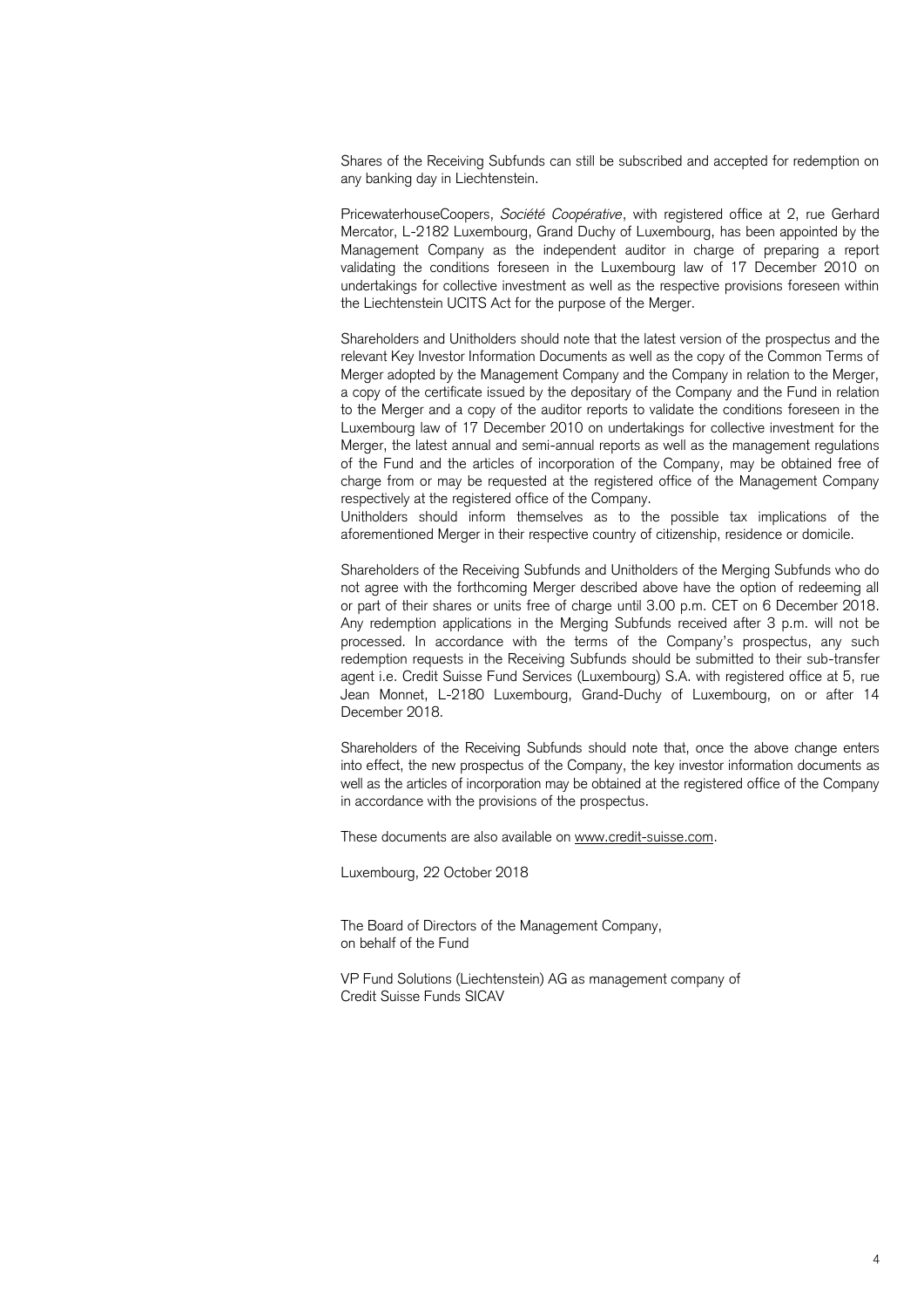Shares of the Receiving Subfunds can still be subscribed and accepted for redemption on any banking day in Liechtenstein.

PricewaterhouseCoopers, *Société Coopérative*, with registered office at 2, rue Gerhard Mercator, L-2182 Luxembourg, Grand Duchy of Luxembourg, has been appointed by the Management Company as the independent auditor in charge of preparing a report validating the conditions foreseen in the Luxembourg law of 17 December 2010 on undertakings for collective investment as well as the respective provisions foreseen within the Liechtenstein UCITS Act for the purpose of the Merger.

Shareholders and Unitholders should note that the latest version of the prospectus and the relevant Key Investor Information Documents as well as the copy of the Common Terms of Merger adopted by the Management Company and the Company in relation to the Merger, a copy of the certificate issued by the depositary of the Company and the Fund in relation to the Merger and a copy of the auditor reports to validate the conditions foreseen in the Luxembourg law of 17 December 2010 on undertakings for collective investment for the Merger, the latest annual and semi-annual reports as well as the management regulations of the Fund and the articles of incorporation of the Company, may be obtained free of charge from or may be requested at the registered office of the Management Company respectively at the registered office of the Company.
Unitholders should inform themselves as to the possible tax implications of the aforementioned Merger in their respective country of citizenship, residence or domicile.

Shareholders of the Receiving Subfunds and Unitholders of the Merging Subfunds who do not agree with the forthcoming Merger described above have the option of redeeming all or part of their shares or units free of charge until 3.00 p.m. CET on 6 December 2018. Any redemption applications in the Merging Subfunds received after 3 p.m. will not be processed. In accordance with the terms of the Company's prospectus, any such redemption requests in the Receiving Subfunds should be submitted to their sub-transfer agent i.e. Credit Suisse Fund Services (Luxembourg) S.A. with registered office at 5, rue Jean Monnet, L-2180 Luxembourg, Grand-Duchy of Luxembourg, on or after 14 December 2018.

Shareholders of the Receiving Subfunds should note that, once the above change enters into effect, the new prospectus of the Company, the key investor information documents as well as the articles of incorporation may be obtained at the registered office of the Company in accordance with the provisions of the prospectus.

These documents are also available on www.credit-suisse.com.

Luxembourg, 22 October 2018

The Board of Directors of the Management Company,
on behalf of the Fund

VP Fund Solutions (Liechtenstein) AG as management company of
Credit Suisse Funds SICAV